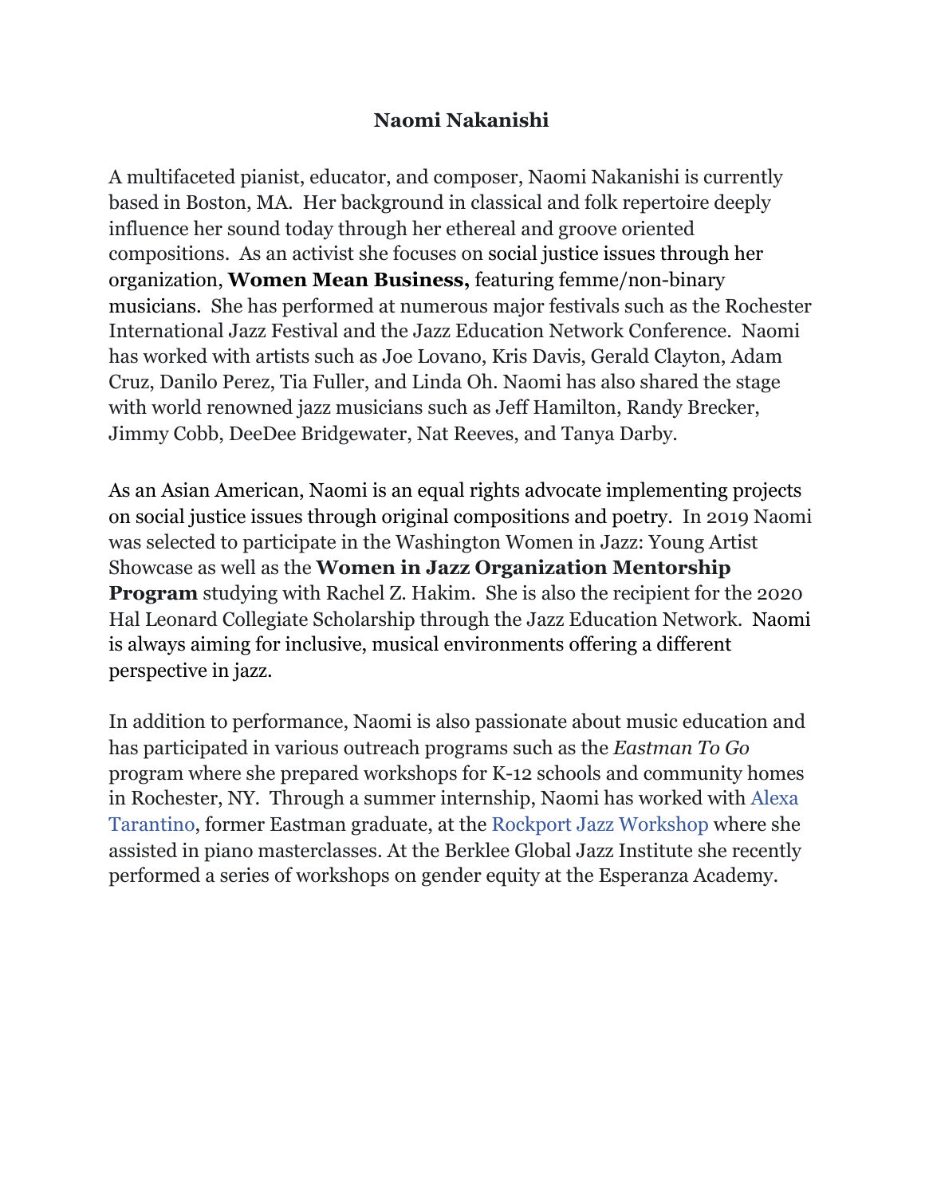**Naomi Nakanishi**

A multifaceted pianist, educator, and composer, Naomi Nakanishi is currently based in Boston, MA. Her background in classical and folk repertoire deeply influence her sound today through her ethereal and groove oriented compositions. As an activist she focuses on social justice issues through her organization, **Women Mean Business,** featuring femme/non-binary musicians. She has performed at numerous major festivals such as the Rochester International Jazz Festival and the Jazz Education Network Conference. Naomi has worked with artists such as Joe Lovano, Kris Davis, Gerald Clayton, Adam Cruz, Danilo Perez, Tia Fuller, and Linda Oh. Naomi has also shared the stage with world renowned jazz musicians such as Jeff Hamilton, Randy Brecker, Jimmy Cobb, DeeDee Bridgewater, Nat Reeves, and Tanya Darby.

As an Asian American, Naomi is an equal rights advocate implementing projects on social justice issues through original compositions and poetry. In 2019 Naomi was selected to participate in the Washington Women in Jazz: Young Artist Showcase as well as the **Women in Jazz Organization Mentorship Program** studying with Rachel Z. Hakim. She is also the recipient for the 2020 Hal Leonard Collegiate Scholarship through the Jazz Education Network. Naomi is always aiming for inclusive, musical environments offering a different perspective in jazz.

In addition to performance, Naomi is also passionate about music education and has participated in various outreach programs such as the *Eastman To Go* program where she prepared workshops for K-12 schools and community homes in Rochester, NY. Through a summer internship, Naomi has worked with Alexa Tarantino, former Eastman graduate, at the Rockport Jazz Workshop where she assisted in piano masterclasses. At the Berklee Global Jazz Institute she recently performed a series of workshops on gender equity at the Esperanza Academy.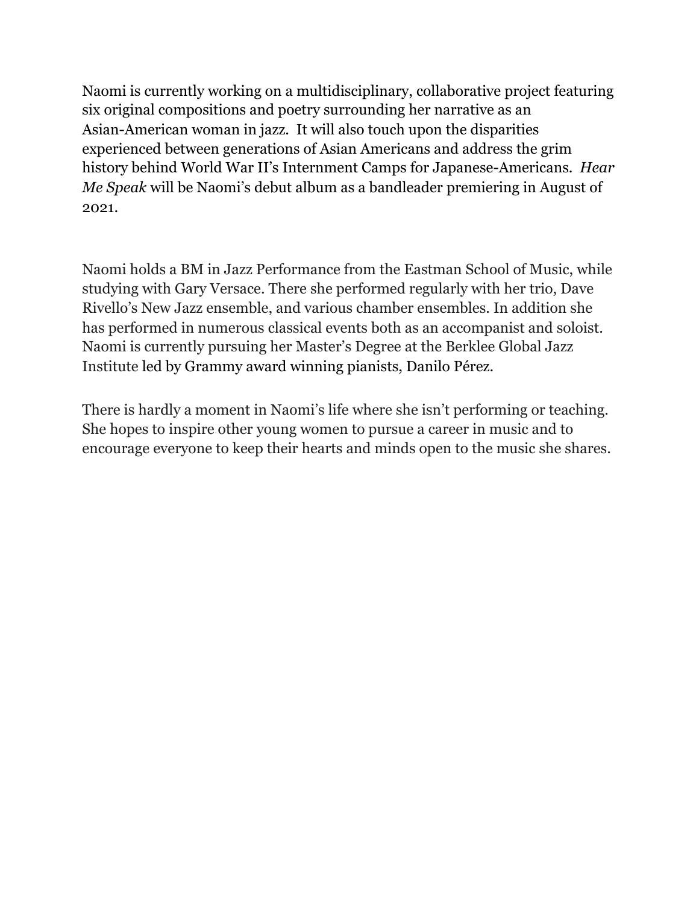Naomi is currently working on a multidisciplinary, collaborative project featuring six original compositions and poetry surrounding her narrative as an Asian-American woman in jazz.  It will also touch upon the disparities experienced between generations of Asian Americans and address the grim history behind World War II's Internment Camps for Japanese-Americans.  *Hear Me Speak* will be Naomi's debut album as a bandleader premiering in August of 2021.

Naomi holds a BM in Jazz Performance from the Eastman School of Music, while studying with Gary Versace. There she performed regularly with her trio, Dave Rivello's New Jazz ensemble, and various chamber ensembles. In addition she has performed in numerous classical events both as an accompanist and soloist. Naomi is currently pursuing her Master's Degree at the Berklee Global Jazz Institute led by Grammy award winning pianists, Danilo Pérez.

There is hardly a moment in Naomi's life where she isn't performing or teaching. She hopes to inspire other young women to pursue a career in music and to encourage everyone to keep their hearts and minds open to the music she shares.